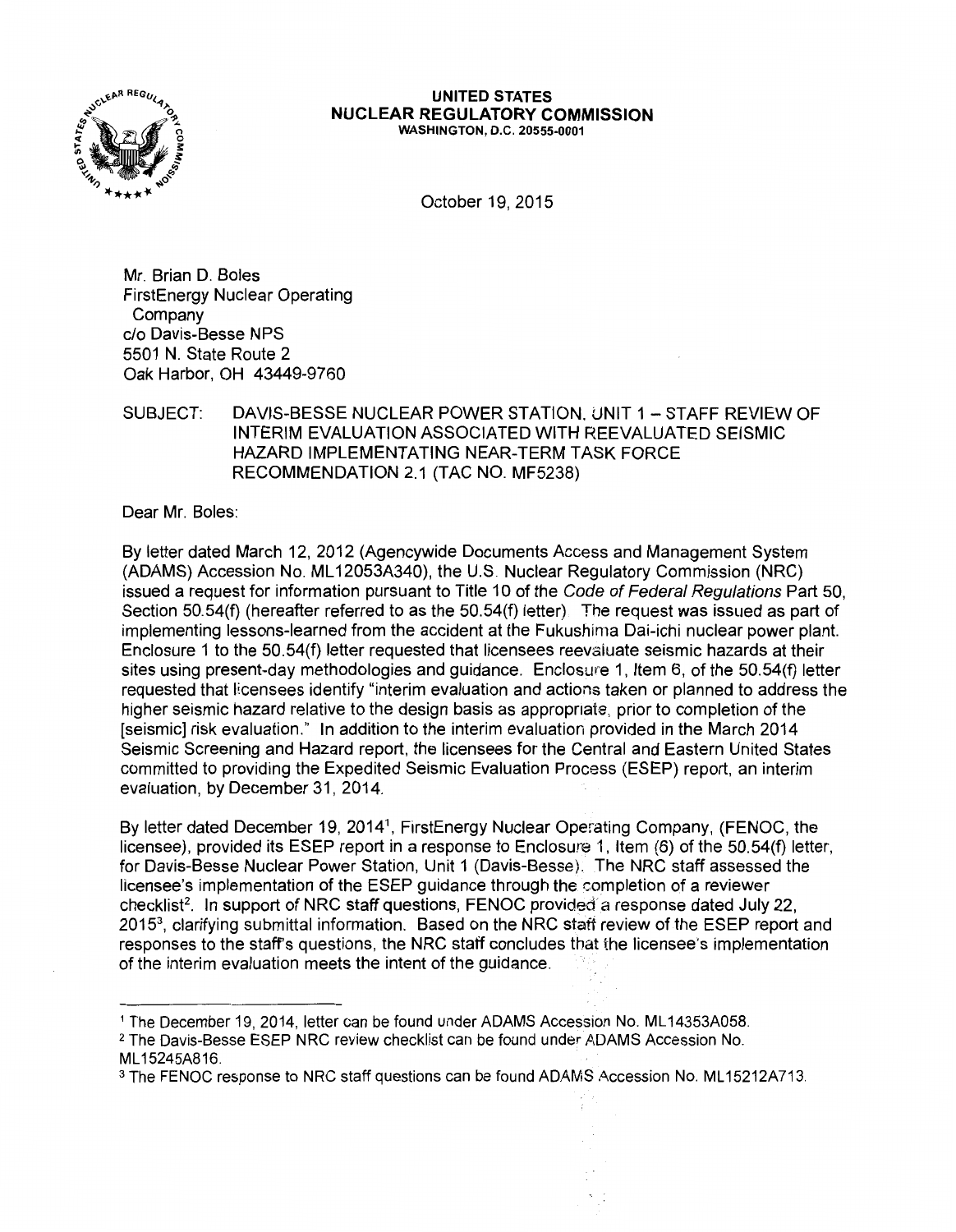**UNITED STATES**
**NUCLEAR REGULATORY COMMISSION**
WASHINGTON, D.C. 20555-0001

October 19, 2015

Mr. Brian D. Boles
FirstEnergy Nuclear Operating
Company
c/o Davis-Besse NPS
5501 N. State Route 2
Oak Harbor, OH 43449-9760

SUBJECT: DAVIS-BESSE NUCLEAR POWER STATION, UNIT 1 – STAFF REVIEW OF INTERIM EVALUATION ASSOCIATED WITH REEVALUATED SEISMIC HAZARD IMPLEMENTATING NEAR-TERM TASK FORCE RECOMMENDATION 2.1 (TAC NO. MF5238)

Dear Mr. Boles:

By letter dated March 12, 2012 (Agencywide Documents Access and Management System (ADAMS) Accession No. ML12053A340), the U.S. Nuclear Regulatory Commission (NRC) issued a request for information pursuant to Title 10 of the *Code of Federal Regulations* Part 50, Section 50.54(f) (hereafter referred to as the 50.54(f) letter). The request was issued as part of implementing lessons-learned from the accident at the Fukushima Dai-ichi nuclear power plant. Enclosure 1 to the 50.54(f) letter requested that licensees reevaluate seismic hazards at their sites using present-day methodologies and guidance. Enclosure 1, Item 6, of the 50.54(f) letter requested that licensees identify "interim evaluation and actions taken or planned to address the higher seismic hazard relative to the design basis as appropriate, prior to completion of the [seismic] risk evaluation." In addition to the interim evaluation provided in the March 2014 Seismic Screening and Hazard report, the licensees for the Central and Eastern United States committed to providing the Expedited Seismic Evaluation Process (ESEP) report, an interim evaluation, by December 31, 2014.

By letter dated December 19, 2014[1], FirstEnergy Nuclear Operating Company, (FENOC, the licensee), provided its ESEP report in a response to Enclosure 1, Item (6) of the 50.54(f) letter, for Davis-Besse Nuclear Power Station, Unit 1 (Davis-Besse). The NRC staff assessed the licensee's implementation of the ESEP guidance through the completion of a reviewer checklist[2]. In support of NRC staff questions, FENOC provided a response dated July 22, 2015[3], clarifying submittal information. Based on the NRC staff review of the ESEP report and responses to the staff's questions, the NRC staff concludes that the licensee's implementation of the interim evaluation meets the intent of the guidance.

---

[1] The December 19, 2014, letter can be found under ADAMS Accession No. ML14353A058.
[2] The Davis-Besse ESEP NRC review checklist can be found under ADAMS Accession No. ML15245A816.
[3] The FENOC response to NRC staff questions can be found ADAMS Accession No. ML15212A713.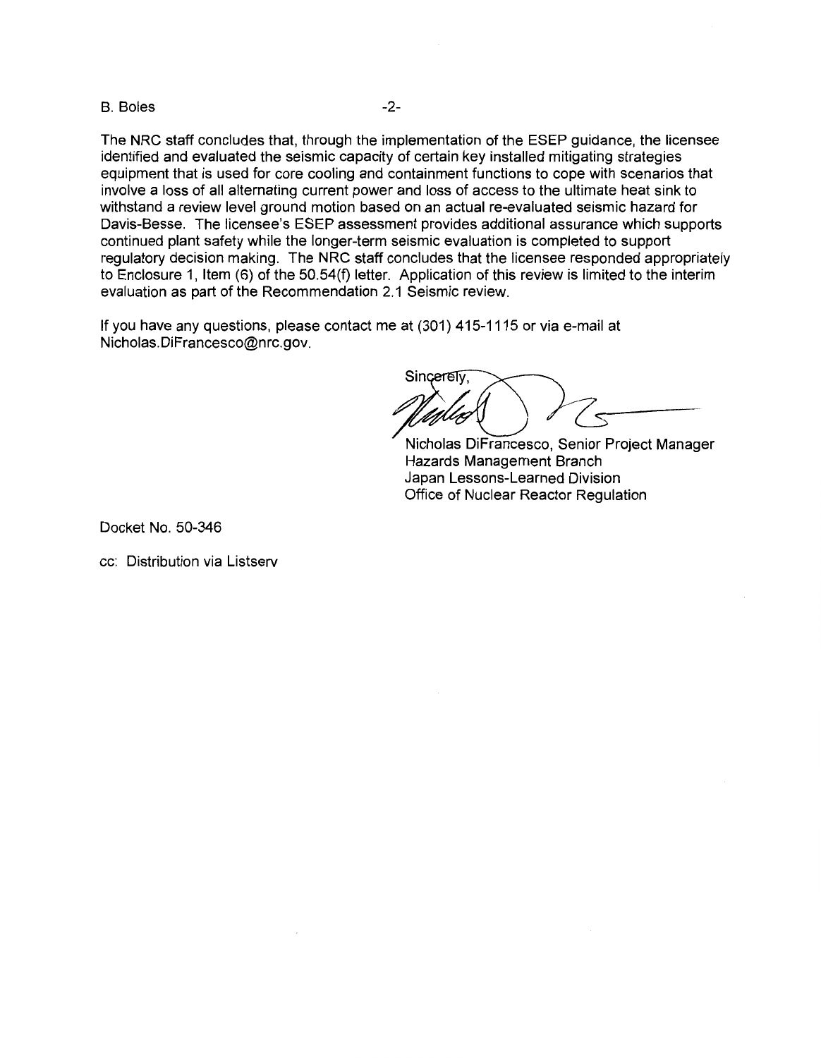The NRC staff concludes that, through the implementation of the ESEP guidance, the licensee identified and evaluated the seismic capacity of certain key installed mitigating strategies equipment that is used for core cooling and containment functions to cope with scenarios that involve a loss of all alternating current power and loss of access to the ultimate heat sink to withstand a review level ground motion based on an actual re-evaluated seismic hazard for Davis-Besse. The licensee's ESEP assessment provides additional assurance which supports continued plant safety while the longer-term seismic evaluation is completed to support regulatory decision making. The NRC staff concludes that the licensee responded appropriately to Enclosure 1, Item (6) of the 50.54(f) letter. Application of this review is limited to the interim evaluation as part of the Recommendation 2.1 Seismic review.

If you have any questions, please contact me at (301) 415-1115 or via e-mail at Nicholas.DiFrancesco@nrc.gov.

Sincerely,

Nicholas DiFrancesco, Senior Project Manager
Hazards Management Branch
Japan Lessons-Learned Division
Office of Nuclear Reactor Regulation

Docket No. 50-346

cc: Distribution via Listserv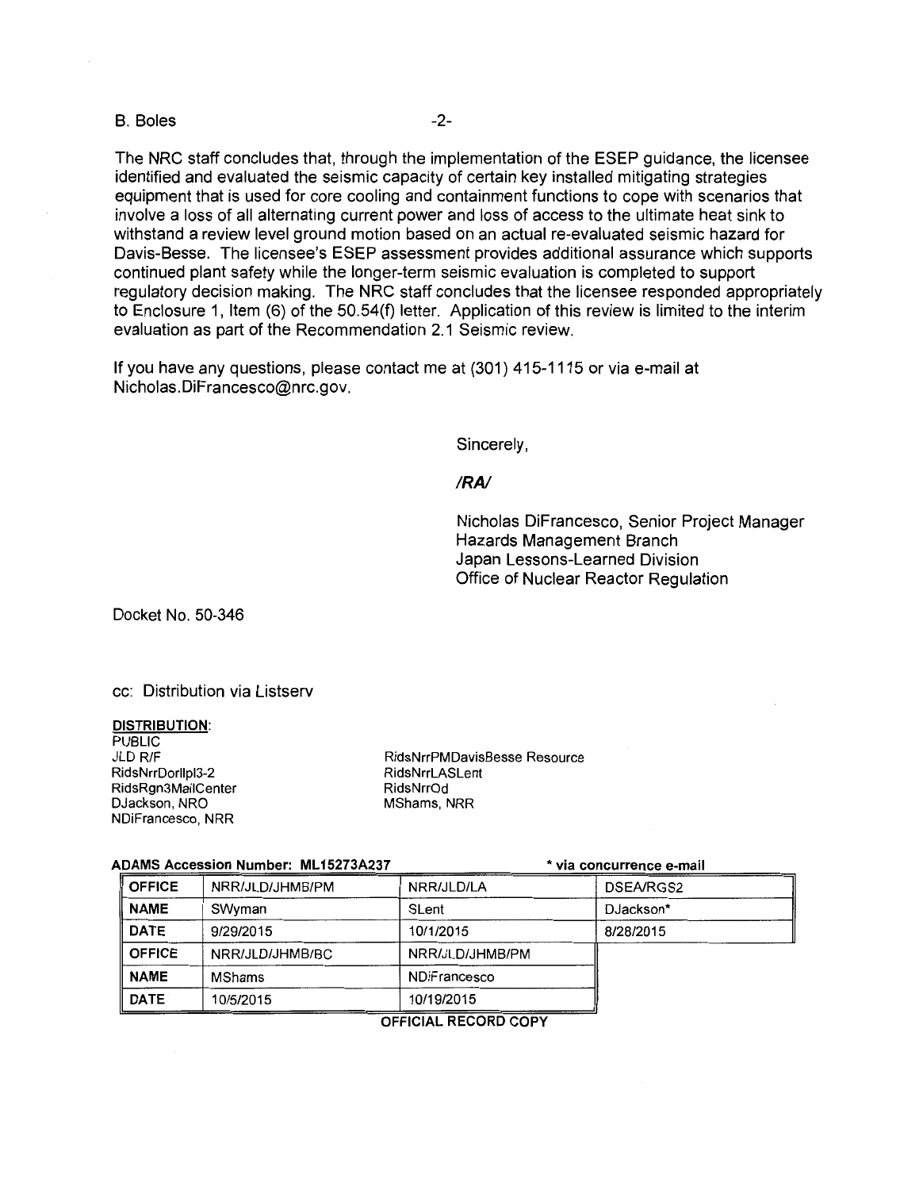B. Boles

The NRC staff concludes that, through the implementation of the ESEP guidance, the licensee identified and evaluated the seismic capacity of certain key installed mitigating strategies equipment that is used for core cooling and containment functions to cope with scenarios that involve a loss of all alternating current power and loss of access to the ultimate heat sink to withstand a review level ground motion based on an actual re-evaluated seismic hazard for Davis-Besse. The licensee's ESEP assessment provides additional assurance which supports continued plant safety while the longer-term seismic evaluation is completed to support regulatory decision making. The NRC staff concludes that the licensee responded appropriately to Enclosure 1, Item (6) of the 50.54(f) letter. Application of this review is limited to the interim evaluation as part of the Recommendation 2.1 Seismic review.

If you have any questions, please contact me at (301) 415-1115 or via e-mail at Nicholas.DiFrancesco@nrc.gov.

Sincerely,

*/RA/*

Nicholas DiFrancesco, Senior Project Manager
Hazards Management Branch
Japan Lessons-Learned Division
Office of Nuclear Reactor Regulation

Docket No. 50-346

cc: Distribution via Listserv

**DISTRIBUTION**:
PUBLIC
JLD R/F
RidsNrrDorllpl3-2
RidsRgn3MailCenter
DJackson, NRO
NDiFrancesco, NRR
RidsNrrPMDavisBesse Resource
RidsNrrLASLent
RidsNrrOd
MShams, NRR

**ADAMS Accession Number: ML15273A237** **\* via concurrence e-mail**

| | | | |
|---|---|---|---|
| **OFFICE** | NRR/JLD/JHMB/PM | NRR/JLD/LA | DSEA/RGS2 |
| **NAME** | SWyman | SLent | DJackson* |
| **DATE** | 9/29/2015 | 10/1/2015 | 8/28/2015 |
| **OFFICE** | NRR/JLD/JHMB/BC | NRR/JLD/JHMB/PM | |
| **NAME** | MShams | NDiFrancesco | |
| **DATE** | 10/5/2015 | 10/19/2015 | |

**OFFICIAL RECORD COPY**